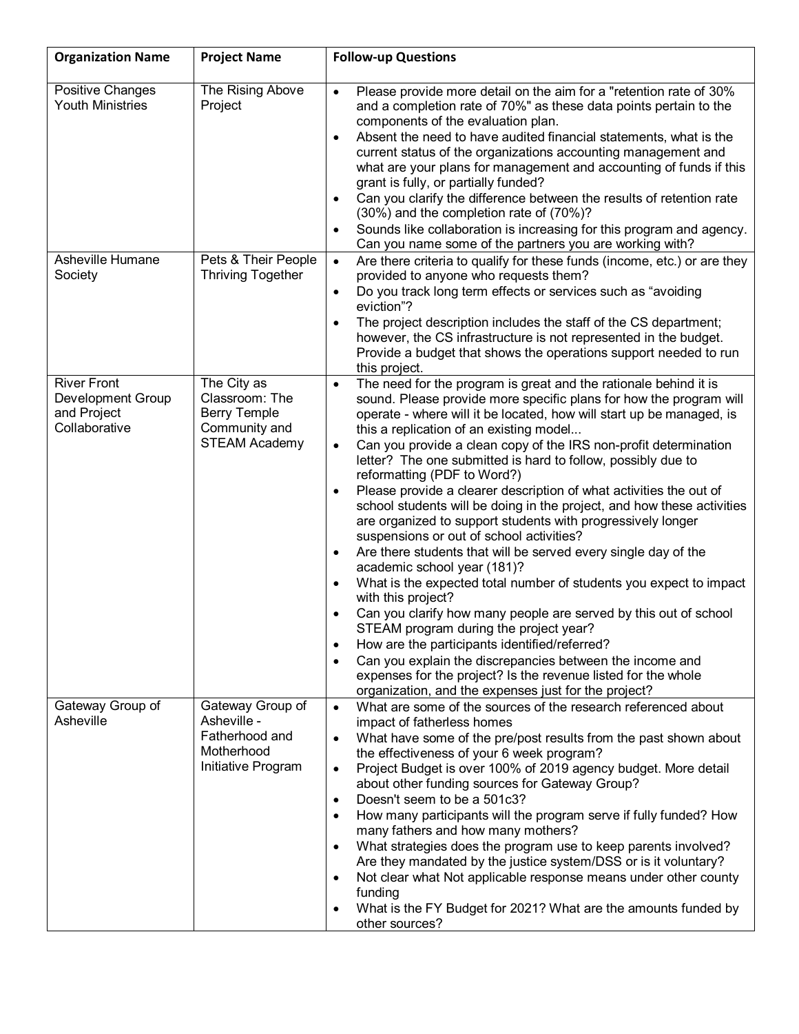| Organization Name | Project Name | Follow-up Questions |
|---|---|---|
| Positive Changes Youth Ministries | The Rising Above Project | • Please provide more detail on the aim for a "retention rate of 30% and a completion rate of 70%" as these data points pertain to the components of the evaluation plan.<br>• Absent the need to have audited financial statements, what is the current status of the organizations accounting management and what are your plans for management and accounting of funds if this grant is fully, or partially funded?<br>• Can you clarify the difference between the results of retention rate (30%) and the completion rate of (70%)?<br>• Sounds like collaboration is increasing for this program and agency. Can you name some of the partners you are working with? |
| Asheville Humane Society | Pets & Their People Thriving Together | • Are there criteria to qualify for these funds (income, etc.) or are they provided to anyone who requests them?<br>• Do you track long term effects or services such as "avoiding eviction"?<br>• The project description includes the staff of the CS department; however, the CS infrastructure is not represented in the budget. Provide a budget that shows the operations support needed to run this project. |
| River Front Development Group and Project Collaborative | The City as Classroom: The Berry Temple Community and STEAM Academy | • The need for the program is great and the rationale behind it is sound. Please provide more specific plans for how the program will operate - where will it be located, how will start up be managed, is this a replication of an existing model...<br>• Can you provide a clean copy of the IRS non-profit determination letter? The one submitted is hard to follow, possibly due to reformatting (PDF to Word?)<br>• Please provide a clearer description of what activities the out of school students will be doing in the project, and how these activities are organized to support students with progressively longer suspensions or out of school activities?<br>• Are there students that will be served every single day of the academic school year (181)?<br>• What is the expected total number of students you expect to impact with this project?<br>• Can you clarify how many people are served by this out of school STEAM program during the project year?<br>• How are the participants identified/referred?<br>• Can you explain the discrepancies between the income and expenses for the project? Is the revenue listed for the whole organization, and the expenses just for the project? |
| Gateway Group of Asheville | Gateway Group of Asheville - Fatherhood and Motherhood Initiative Program | • What are some of the sources of the research referenced about impact of fatherless homes<br>• What have some of the pre/post results from the past shown about the effectiveness of your 6 week program?<br>• Project Budget is over 100% of 2019 agency budget. More detail about other funding sources for Gateway Group?<br>• Doesn't seem to be a 501c3?<br>• How many participants will the program serve if fully funded? How many fathers and how many mothers?<br>• What strategies does the program use to keep parents involved? Are they mandated by the justice system/DSS or is it voluntary?<br>• Not clear what Not applicable response means under other county funding<br>• What is the FY Budget for 2021? What are the amounts funded by other sources? |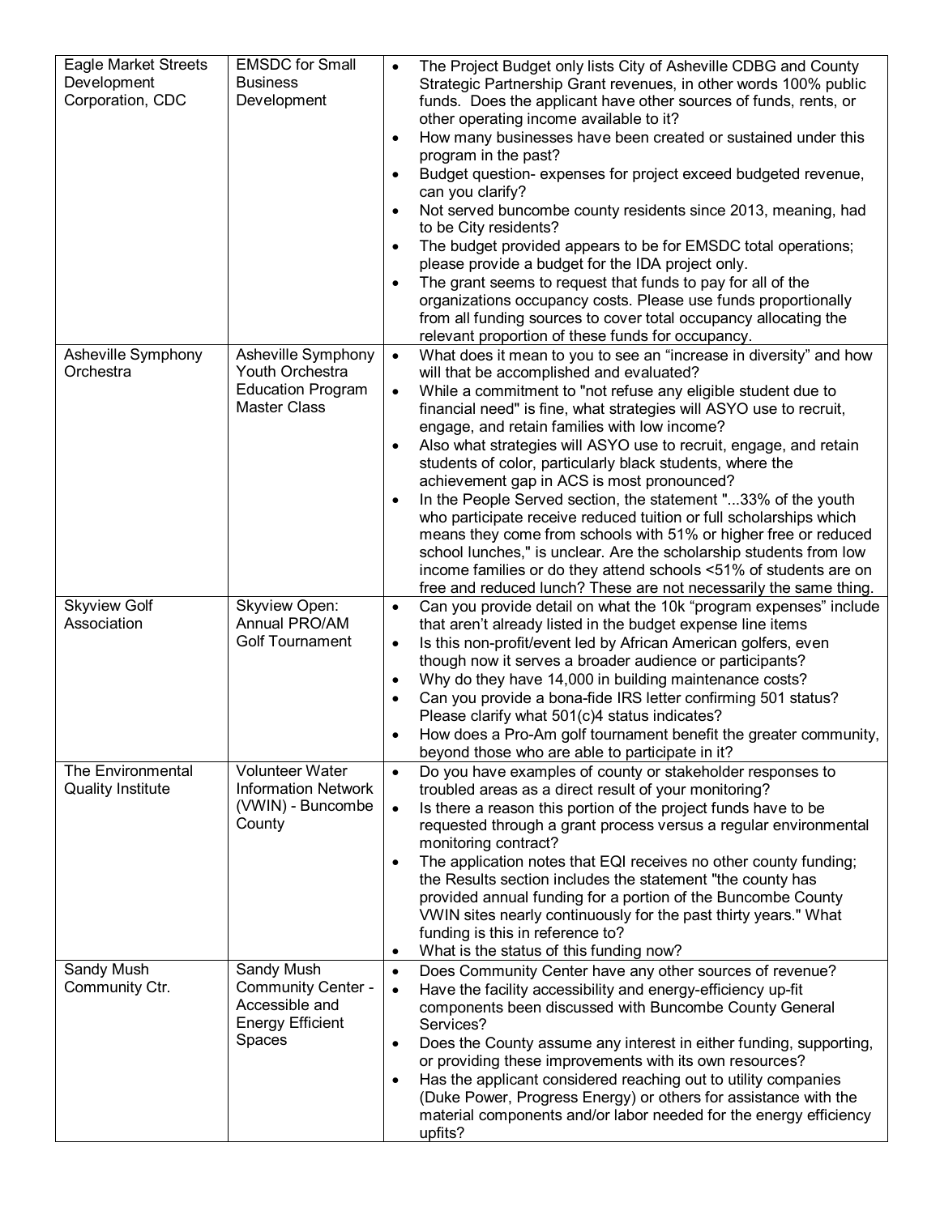| | | |
|---|---|---|
| Eagle Market Streets Development Corporation, CDC | EMSDC for Small Business Development | • The Project Budget only lists City of Asheville CDBG and County Strategic Partnership Grant revenues, in other words 100% public funds. Does the applicant have other sources of funds, rents, or other operating income available to it?<br>• How many businesses have been created or sustained under this program in the past?<br>• Budget question- expenses for project exceed budgeted revenue, can you clarify?<br>• Not served buncombe county residents since 2013, meaning, had to be City residents?<br>• The budget provided appears to be for EMSDC total operations; please provide a budget for the IDA project only.<br>• The grant seems to request that funds to pay for all of the organizations occupancy costs. Please use funds proportionally from all funding sources to cover total occupancy allocating the relevant proportion of these funds for occupancy. |
| Asheville Symphony Orchestra | Asheville Symphony Youth Orchestra Education Program Master Class | • What does it mean to you to see an "increase in diversity" and how will that be accomplished and evaluated?<br>• While a commitment to "not refuse any eligible student due to financial need" is fine, what strategies will ASYO use to recruit, engage, and retain families with low income?<br>• Also what strategies will ASYO use to recruit, engage, and retain students of color, particularly black students, where the achievement gap in ACS is most pronounced?<br>• In the People Served section, the statement "...33% of the youth who participate receive reduced tuition or full scholarships which means they come from schools with 51% or higher free or reduced school lunches," is unclear. Are the scholarship students from low income families or do they attend schools <51% of students are on free and reduced lunch? These are not necessarily the same thing. |
| Skyview Golf Association | Skyview Open: Annual PRO/AM Golf Tournament | • Can you provide detail on what the 10k "program expenses" include that aren't already listed in the budget expense line items<br>• Is this non-profit/event led by African American golfers, even though now it serves a broader audience or participants?<br>• Why do they have 14,000 in building maintenance costs?<br>• Can you provide a bona-fide IRS letter confirming 501 status? Please clarify what 501(c)4 status indicates?<br>• How does a Pro-Am golf tournament benefit the greater community, beyond those who are able to participate in it? |
| The Environmental Quality Institute | Volunteer Water Information Network (VWIN) - Buncombe County | • Do you have examples of county or stakeholder responses to troubled areas as a direct result of your monitoring?<br>• Is there a reason this portion of the project funds have to be requested through a grant process versus a regular environmental monitoring contract?<br>• The application notes that EQI receives no other county funding; the Results section includes the statement "the county has provided annual funding for a portion of the Buncombe County VWIN sites nearly continuously for the past thirty years." What funding is this in reference to?<br>• What is the status of this funding now? |
| Sandy Mush Community Ctr. | Sandy Mush Community Center - Accessible and Energy Efficient Spaces | • Does Community Center have any other sources of revenue?<br>• Have the facility accessibility and energy-efficiency up-fit components been discussed with Buncombe County General Services?<br>• Does the County assume any interest in either funding, supporting, or providing these improvements with its own resources?<br>• Has the applicant considered reaching out to utility companies (Duke Power, Progress Energy) or others for assistance with the material components and/or labor needed for the energy efficiency upfits? |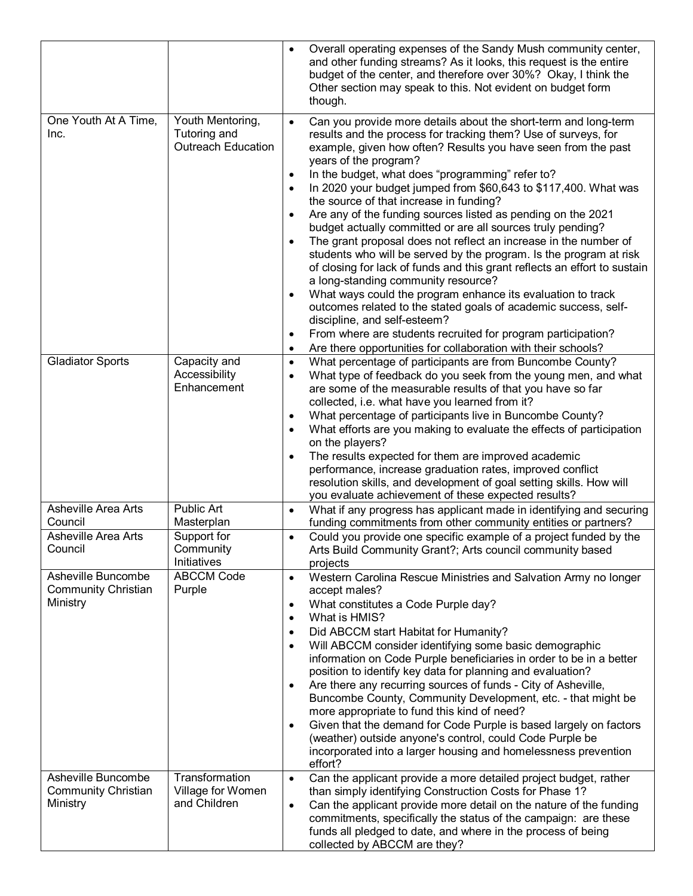| | | |
|---|---|---|
| | | • Overall operating expenses of the Sandy Mush community center, and other funding streams? As it looks, this request is the entire budget of the center, and therefore over 30%? Okay, I think the Other section may speak to this. Not evident on budget form though. |
| One Youth At A Time, Inc. | Youth Mentoring, Tutoring and Outreach Education | • Can you provide more details about the short-term and long-term results and the process for tracking them? Use of surveys, for example, given how often? Results you have seen from the past years of the program?<br>• In the budget, what does "programming" refer to?<br>• In 2020 your budget jumped from $60,643 to $117,400. What was the source of that increase in funding?<br>• Are any of the funding sources listed as pending on the 2021 budget actually committed or are all sources truly pending?<br>• The grant proposal does not reflect an increase in the number of students who will be served by the program. Is the program at risk of closing for lack of funds and this grant reflects an effort to sustain a long-standing community resource?<br>• What ways could the program enhance its evaluation to track outcomes related to the stated goals of academic success, self-discipline, and self-esteem?<br>• From where are students recruited for program participation?<br>• Are there opportunities for collaboration with their schools? |
| Gladiator Sports | Capacity and Accessibility Enhancement | • What percentage of participants are from Buncombe County?<br>• What type of feedback do you seek from the young men, and what are some of the measurable results of that you have so far collected, i.e. what have you learned from it?<br>• What percentage of participants live in Buncombe County?<br>• What efforts are you making to evaluate the effects of participation on the players?<br>• The results expected for them are improved academic performance, increase graduation rates, improved conflict resolution skills, and development of goal setting skills. How will you evaluate achievement of these expected results? |
| Asheville Area Arts Council | Public Art Masterplan | • What if any progress has applicant made in identifying and securing funding commitments from other community entities or partners? |
| Asheville Area Arts Council | Support for Community Initiatives | • Could you provide one specific example of a project funded by the Arts Build Community Grant?; Arts council community based projects |
| Asheville Buncombe Community Christian Ministry | ABCCM Code Purple | • Western Carolina Rescue Ministries and Salvation Army no longer accept males?<br>• What constitutes a Code Purple day?<br>• What is HMIS?<br>• Did ABCCM start Habitat for Humanity?<br>• Will ABCCM consider identifying some basic demographic information on Code Purple beneficiaries in order to be in a better position to identify key data for planning and evaluation?<br>• Are there any recurring sources of funds - City of Asheville, Buncombe County, Community Development, etc. - that might be more appropriate to fund this kind of need?<br>• Given that the demand for Code Purple is based largely on factors (weather) outside anyone's control, could Code Purple be incorporated into a larger housing and homelessness prevention effort? |
| Asheville Buncombe Community Christian Ministry | Transformation Village for Women and Children | • Can the applicant provide a more detailed project budget, rather than simply identifying Construction Costs for Phase 1?<br>• Can the applicant provide more detail on the nature of the funding commitments, specifically the status of the campaign: are these funds all pledged to date, and where in the process of being collected by ABCCM are they? |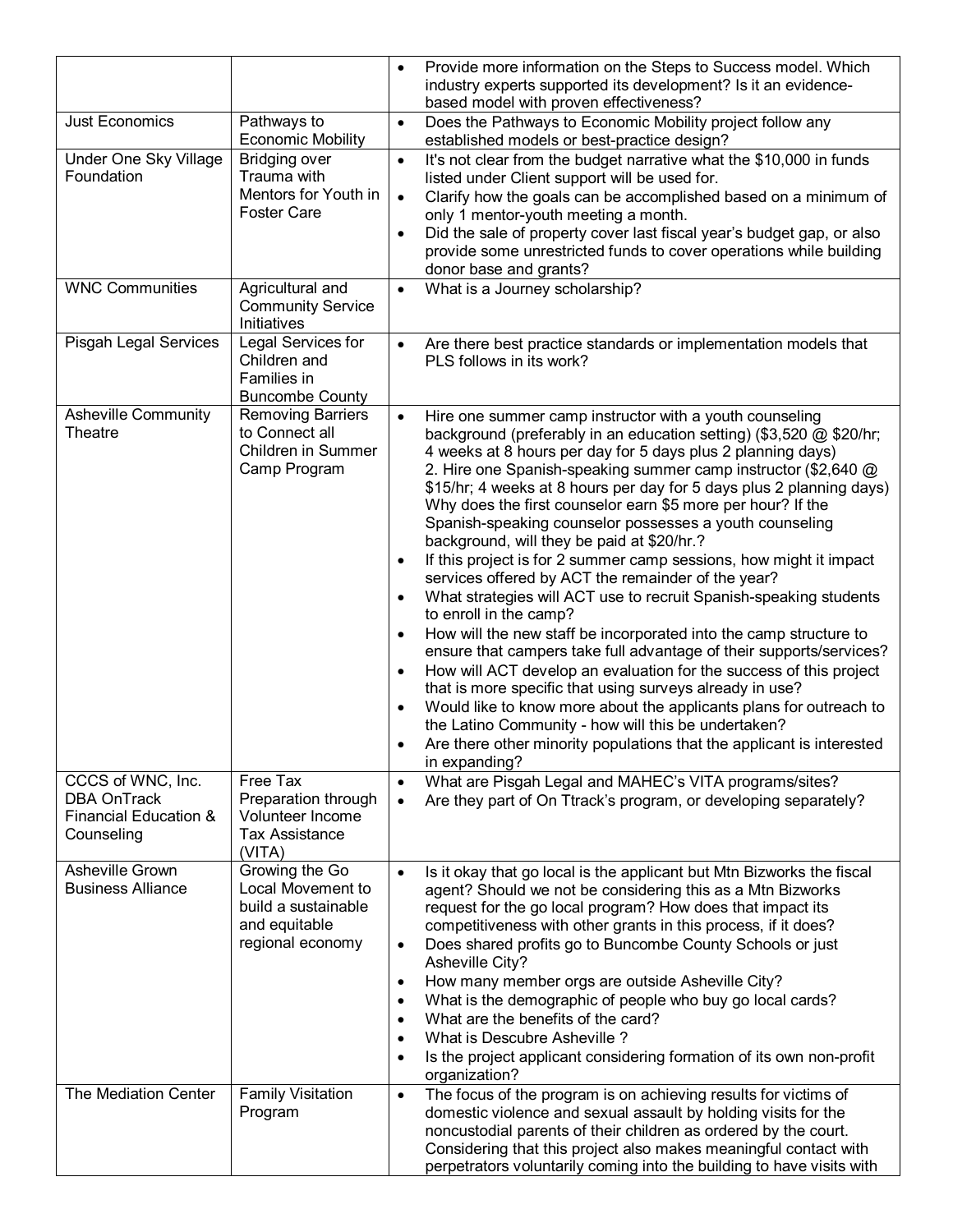| | | |
|---|---|---|
| | | • Provide more information on the Steps to Success model. Which industry experts supported its development? Is it an evidence-based model with proven effectiveness? |
| Just Economics | Pathways to Economic Mobility | • Does the Pathways to Economic Mobility project follow any established models or best-practice design? |
| Under One Sky Village Foundation | Bridging over Trauma with Mentors for Youth in Foster Care | • It's not clear from the budget narrative what the $10,000 in funds listed under Client support will be used for.<br>• Clarify how the goals can be accomplished based on a minimum of only 1 mentor-youth meeting a month.<br>• Did the sale of property cover last fiscal year's budget gap, or also provide some unrestricted funds to cover operations while building donor base and grants? |
| WNC Communities | Agricultural and Community Service Initiatives | • What is a Journey scholarship? |
| Pisgah Legal Services | Legal Services for Children and Families in Buncombe County | • Are there best practice standards or implementation models that PLS follows in its work? |
| Asheville Community Theatre | Removing Barriers to Connect all Children in Summer Camp Program | • Hire one summer camp instructor with a youth counseling background (preferably in an education setting) ($3,520 @ $20/hr; 4 weeks at 8 hours per day for 5 days plus 2 planning days) 2. Hire one Spanish-speaking summer camp instructor ($2,640 @ $15/hr; 4 weeks at 8 hours per day for 5 days plus 2 planning days) Why does the first counselor earn $5 more per hour? If the Spanish-speaking counselor possesses a youth counseling background, will they be paid at $20/hr.?<br>• If this project is for 2 summer camp sessions, how might it impact services offered by ACT the remainder of the year?<br>• What strategies will ACT use to recruit Spanish-speaking students to enroll in the camp?<br>• How will the new staff be incorporated into the camp structure to ensure that campers take full advantage of their supports/services?<br>• How will ACT develop an evaluation for the success of this project that is more specific that using surveys already in use?<br>• Would like to know more about the applicants plans for outreach to the Latino Community - how will this be undertaken?<br>• Are there other minority populations that the applicant is interested in expanding? |
| CCCS of WNC, Inc. DBA OnTrack Financial Education & Counseling | Free Tax Preparation through Volunteer Income Tax Assistance (VITA) | • What are Pisgah Legal and MAHEC's VITA programs/sites?<br>• Are they part of On Ttrack's program, or developing separately? |
| Asheville Grown Business Alliance | Growing the Go Local Movement to build a sustainable and equitable regional economy | • Is it okay that go local is the applicant but Mtn Bizworks the fiscal agent? Should we not be considering this as a Mtn Bizworks request for the go local program? How does that impact its competitiveness with other grants in this process, if it does?<br>• Does shared profits go to Buncombe County Schools or just Asheville City?<br>• How many member orgs are outside Asheville City?<br>• What is the demographic of people who buy go local cards?<br>• What are the benefits of the card?<br>• What is Descubre Asheville ?<br>• Is the project applicant considering formation of its own non-profit organization? |
| The Mediation Center | Family Visitation Program | • The focus of the program is on achieving results for victims of domestic violence and sexual assault by holding visits for the noncustodial parents of their children as ordered by the court. Considering that this project also makes meaningful contact with perpetrators voluntarily coming into the building to have visits with |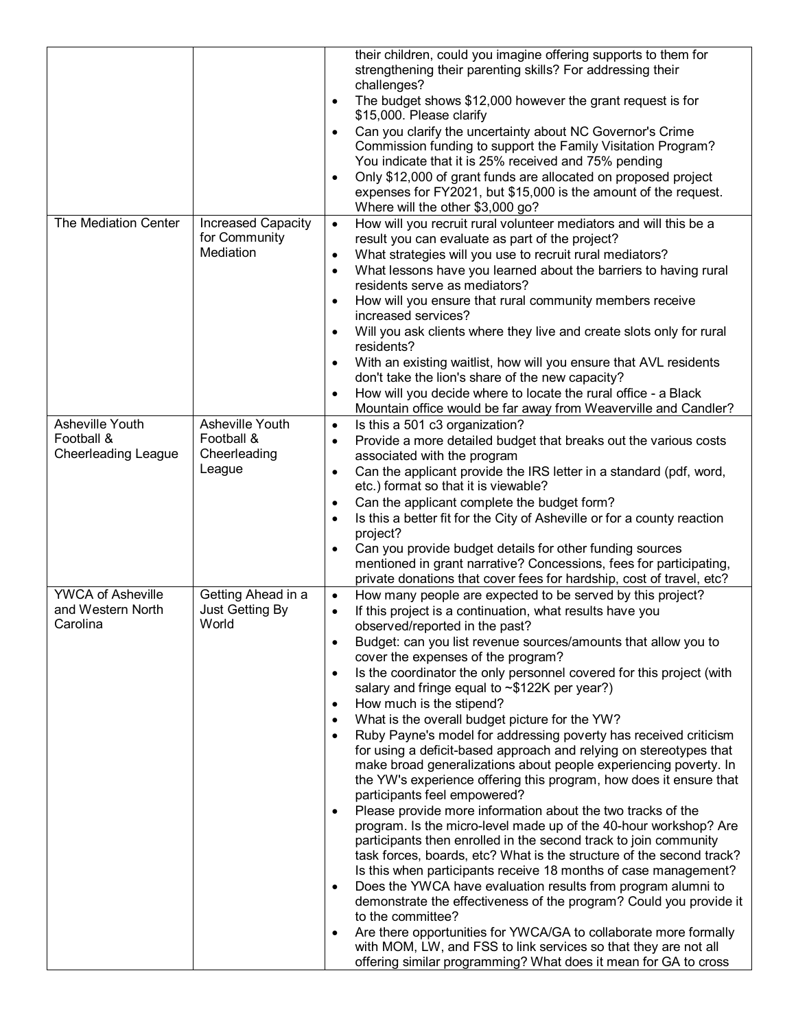| | | |
|---|---|---|
| | | • their children, could you imagine offering supports to them for strengthening their parenting skills? For addressing their challenges?<br>• The budget shows $12,000 however the grant request is for $15,000. Please clarify<br>• Can you clarify the uncertainty about NC Governor's Crime Commission funding to support the Family Visitation Program? You indicate that it is 25% received and 75% pending<br>• Only $12,000 of grant funds are allocated on proposed project expenses for FY2021, but $15,000 is the amount of the request. Where will the other $3,000 go? |
| The Mediation Center | Increased Capacity for Community Mediation | • How will you recruit rural volunteer mediators and will this be a result you can evaluate as part of the project?<br>• What strategies will you use to recruit rural mediators?<br>• What lessons have you learned about the barriers to having rural residents serve as mediators?<br>• How will you ensure that rural community members receive increased services?<br>• Will you ask clients where they live and create slots only for rural residents?<br>• With an existing waitlist, how will you ensure that AVL residents don't take the lion's share of the new capacity?<br>• How will you decide where to locate the rural office - a Black Mountain office would be far away from Weaverville and Candler? |
| Asheville Youth Football & Cheerleading League | Asheville Youth Football & Cheerleading League | • Is this a 501 c3 organization?<br>• Provide a more detailed budget that breaks out the various costs associated with the program<br>• Can the applicant provide the IRS letter in a standard (pdf, word, etc.) format so that it is viewable?<br>• Can the applicant complete the budget form?<br>• Is this a better fit for the City of Asheville or for a county reaction project?<br>• Can you provide budget details for other funding sources mentioned in grant narrative? Concessions, fees for participating, private donations that cover fees for hardship, cost of travel, etc? |
| YWCA of Asheville and Western North Carolina | Getting Ahead in a Just Getting By World | • How many people are expected to be served by this project?<br>• If this project is a continuation, what results have you observed/reported in the past?<br>• Budget: can you list revenue sources/amounts that allow you to cover the expenses of the program?<br>• Is the coordinator the only personnel covered for this project (with salary and fringe equal to ~$122K per year?)<br>• How much is the stipend?<br>• What is the overall budget picture for the YW?<br>• Ruby Payne's model for addressing poverty has received criticism for using a deficit-based approach and relying on stereotypes that make broad generalizations about people experiencing poverty. In the YW's experience offering this program, how does it ensure that participants feel empowered?<br>• Please provide more information about the two tracks of the program. Is the micro-level made up of the 40-hour workshop? Are participants then enrolled in the second track to join community task forces, boards, etc? What is the structure of the second track? Is this when participants receive 18 months of case management?<br>• Does the YWCA have evaluation results from program alumni to demonstrate the effectiveness of the program? Could you provide it to the committee?<br>• Are there opportunities for YWCA/GA to collaborate more formally with MOM, LW, and FSS to link services so that they are not all offering similar programming? What does it mean for GA to cross |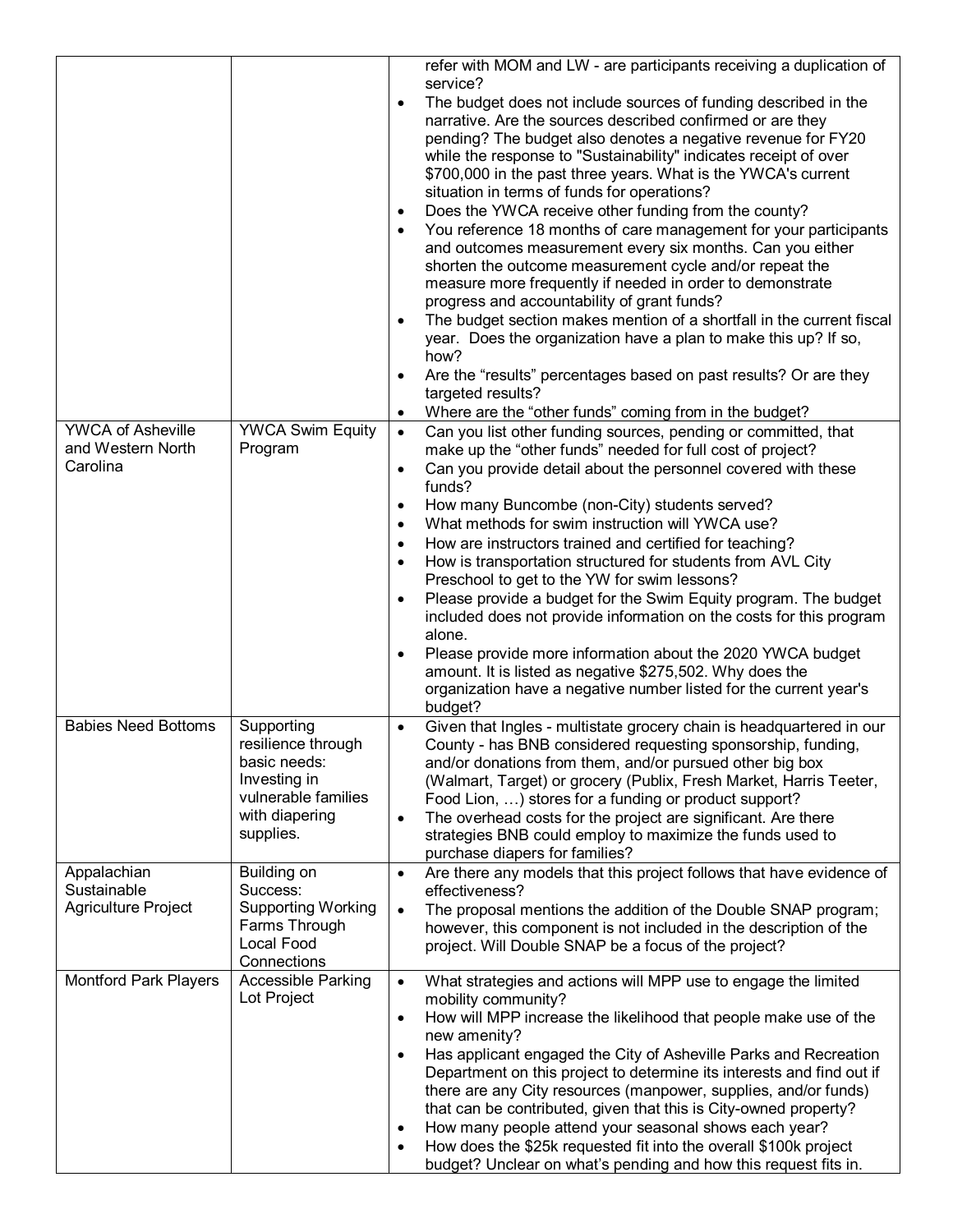| | | |
|---|---|---|
| | | refer with MOM and LW - are participants receiving a duplication of service?<br>• The budget does not include sources of funding described in the narrative. Are the sources described confirmed or are they pending? The budget also denotes a negative revenue for FY20 while the response to "Sustainability" indicates receipt of over $700,000 in the past three years. What is the YWCA's current situation in terms of funds for operations?<br>• Does the YWCA receive other funding from the county?<br>• You reference 18 months of care management for your participants and outcomes measurement every six months. Can you either shorten the outcome measurement cycle and/or repeat the measure more frequently if needed in order to demonstrate progress and accountability of grant funds?<br>• The budget section makes mention of a shortfall in the current fiscal year. Does the organization have a plan to make this up? If so, how?<br>• Are the "results" percentages based on past results? Or are they targeted results?<br>• Where are the "other funds" coming from in the budget? |
| YWCA of Asheville and Western North Carolina | YWCA Swim Equity Program | • Can you list other funding sources, pending or committed, that make up the "other funds" needed for full cost of project?<br>• Can you provide detail about the personnel covered with these funds?<br>• How many Buncombe (non-City) students served?<br>• What methods for swim instruction will YWCA use?<br>• How are instructors trained and certified for teaching?<br>• How is transportation structured for students from AVL City Preschool to get to the YW for swim lessons?<br>• Please provide a budget for the Swim Equity program. The budget included does not provide information on the costs for this program alone.<br>• Please provide more information about the 2020 YWCA budget amount. It is listed as negative $275,502. Why does the organization have a negative number listed for the current year's budget? |
| Babies Need Bottoms | Supporting resilience through basic needs: Investing in vulnerable families with diapering supplies. | • Given that Ingles - multistate grocery chain is headquartered in our County - has BNB considered requesting sponsorship, funding, and/or donations from them, and/or pursued other big box (Walmart, Target) or grocery (Publix, Fresh Market, Harris Teeter, Food Lion, …) stores for a funding or product support?<br>• The overhead costs for the project are significant. Are there strategies BNB could employ to maximize the funds used to purchase diapers for families? |
| Appalachian Sustainable Agriculture Project | Building on Success: Supporting Working Farms Through Local Food Connections | • Are there any models that this project follows that have evidence of effectiveness?<br>• The proposal mentions the addition of the Double SNAP program; however, this component is not included in the description of the project. Will Double SNAP be a focus of the project? |
| Montford Park Players | Accessible Parking Lot Project | • What strategies and actions will MPP use to engage the limited mobility community?<br>• How will MPP increase the likelihood that people make use of the new amenity?<br>• Has applicant engaged the City of Asheville Parks and Recreation Department on this project to determine its interests and find out if there are any City resources (manpower, supplies, and/or funds) that can be contributed, given that this is City-owned property?<br>• How many people attend your seasonal shows each year?<br>• How does the $25k requested fit into the overall $100k project budget? Unclear on what's pending and how this request fits in. |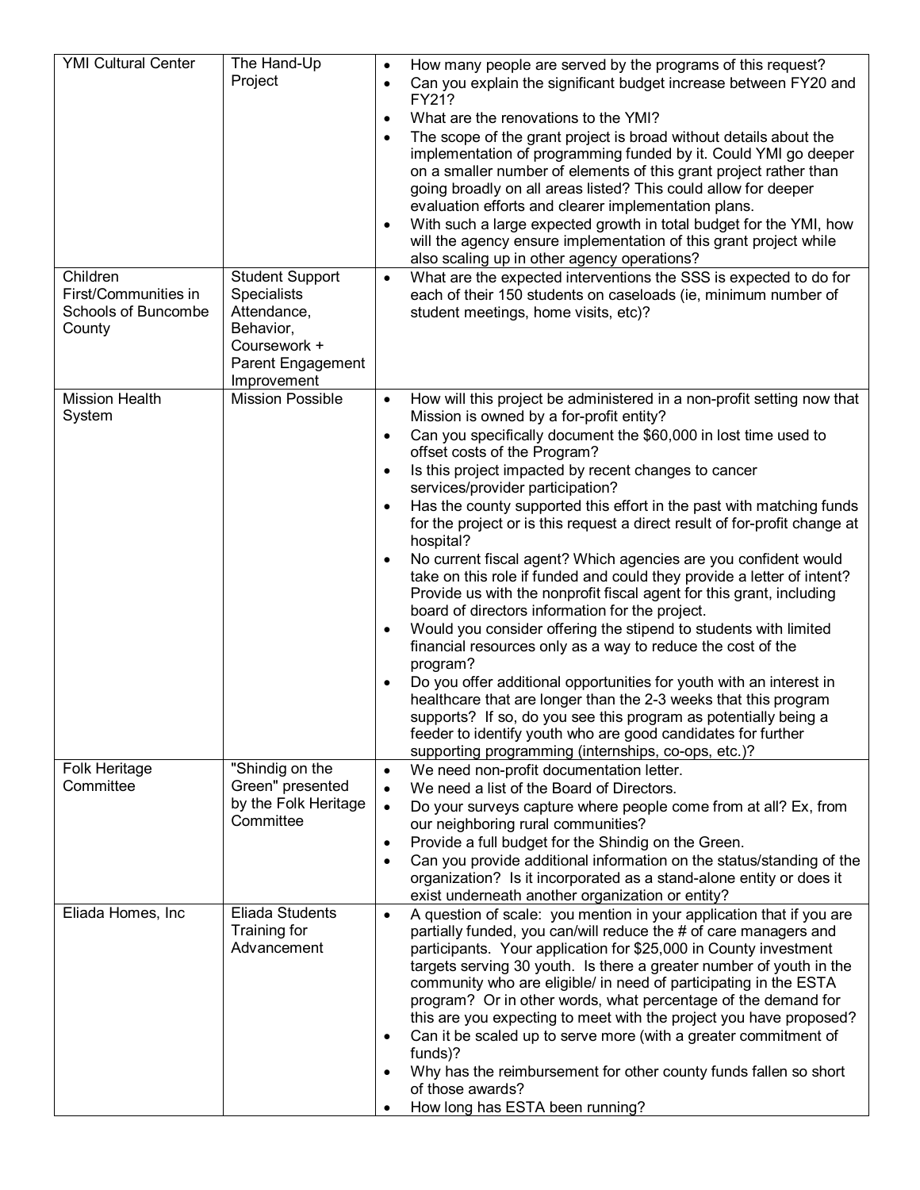| YMI Cultural Center | The Hand-Up Project | • How many people are served by the programs of this request?<br>• Can you explain the significant budget increase between FY20 and FY21?<br>• What are the renovations to the YMI?<br>• The scope of the grant project is broad without details about the implementation of programming funded by it. Could YMI go deeper on a smaller number of elements of this grant project rather than going broadly on all areas listed? This could allow for deeper evaluation efforts and clearer implementation plans.<br>• With such a large expected growth in total budget for the YMI, how will the agency ensure implementation of this grant project while also scaling up in other agency operations? |
|---|---|---|
| Children First/Communities in Schools of Buncombe County | Student Support Specialists Attendance, Behavior, Coursework + Parent Engagement Improvement | • What are the expected interventions the SSS is expected to do for each of their 150 students on caseloads (ie, minimum number of student meetings, home visits, etc)? |
| Mission Health System | Mission Possible | • How will this project be administered in a non-profit setting now that Mission is owned by a for-profit entity?<br>• Can you specifically document the $60,000 in lost time used to offset costs of the Program?<br>• Is this project impacted by recent changes to cancer services/provider participation?<br>• Has the county supported this effort in the past with matching funds for the project or is this request a direct result of for-profit change at hospital?<br>• No current fiscal agent? Which agencies are you confident would take on this role if funded and could they provide a letter of intent? Provide us with the nonprofit fiscal agent for this grant, including board of directors information for the project.<br>• Would you consider offering the stipend to students with limited financial resources only as a way to reduce the cost of the program?<br>• Do you offer additional opportunities for youth with an interest in healthcare that are longer than the 2-3 weeks that this program supports? If so, do you see this program as potentially being a feeder to identify youth who are good candidates for further supporting programming (internships, co-ops, etc.)? |
| Folk Heritage Committee | "Shindig on the Green" presented by the Folk Heritage Committee | • We need non-profit documentation letter.<br>• We need a list of the Board of Directors.<br>• Do your surveys capture where people come from at all? Ex, from our neighboring rural communities?<br>• Provide a full budget for the Shindig on the Green.<br>• Can you provide additional information on the status/standing of the organization? Is it incorporated as a stand-alone entity or does it exist underneath another organization or entity? |
| Eliada Homes, Inc | Eliada Students Training for Advancement | • A question of scale: you mention in your application that if you are partially funded, you can/will reduce the # of care managers and participants. Your application for $25,000 in County investment targets serving 30 youth. Is there a greater number of youth in the community who are eligible/ in need of participating in the ESTA program? Or in other words, what percentage of the demand for this are you expecting to meet with the project you have proposed?<br>• Can it be scaled up to serve more (with a greater commitment of funds)?<br>• Why has the reimbursement for other county funds fallen so short of those awards?<br>• How long has ESTA been running? |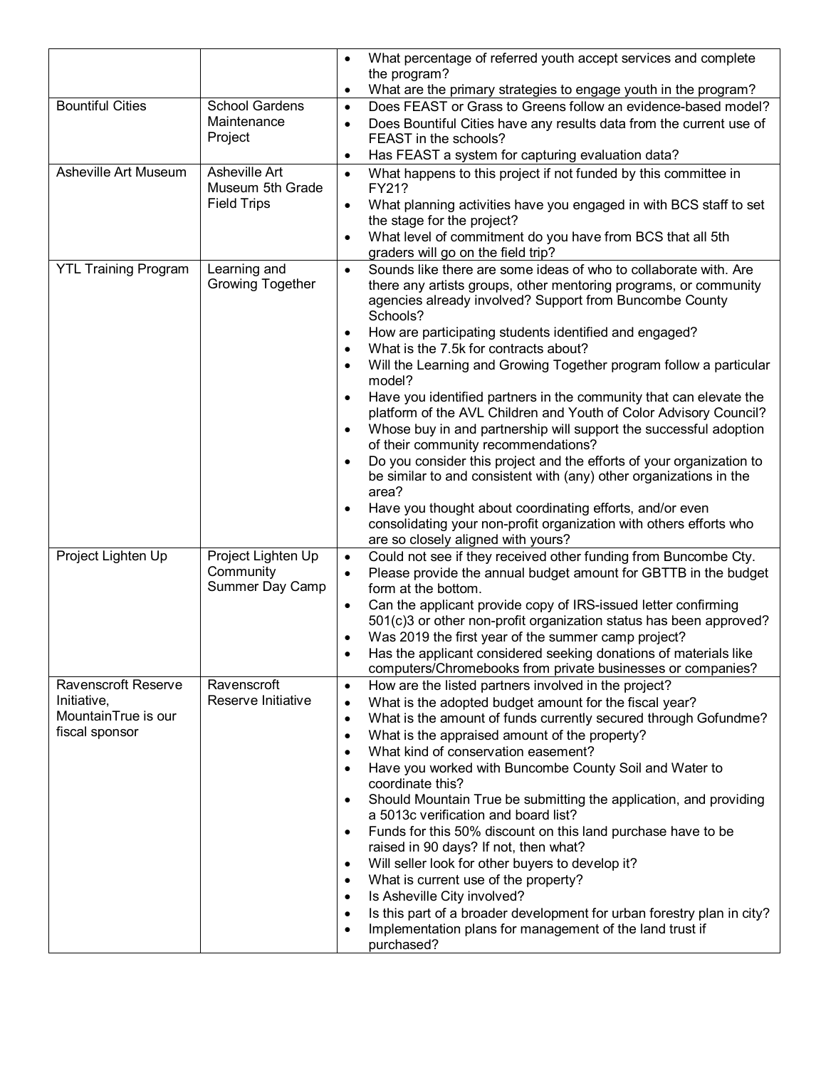| | | |
|---|---|---|
| | | • What percentage of referred youth accept services and complete the program?<br>• What are the primary strategies to engage youth in the program? |
| Bountiful Cities | School Gardens Maintenance Project | • Does FEAST or Grass to Greens follow an evidence-based model?<br>• Does Bountiful Cities have any results data from the current use of FEAST in the schools?<br>• Has FEAST a system for capturing evaluation data? |
| Asheville Art Museum | Asheville Art Museum 5th Grade Field Trips | • What happens to this project if not funded by this committee in FY21?<br>• What planning activities have you engaged in with BCS staff to set the stage for the project?<br>• What level of commitment do you have from BCS that all 5th graders will go on the field trip? |
| YTL Training Program | Learning and Growing Together | • Sounds like there are some ideas of who to collaborate with. Are there any artists groups, other mentoring programs, or community agencies already involved? Support from Buncombe County Schools?<br>• How are participating students identified and engaged?<br>• What is the 7.5k for contracts about?<br>• Will the Learning and Growing Together program follow a particular model?<br>• Have you identified partners in the community that can elevate the platform of the AVL Children and Youth of Color Advisory Council?<br>• Whose buy in and partnership will support the successful adoption of their community recommendations?<br>• Do you consider this project and the efforts of your organization to be similar to and consistent with (any) other organizations in the area?<br>• Have you thought about coordinating efforts, and/or even consolidating your non-profit organization with others efforts who are so closely aligned with yours? |
| Project Lighten Up | Project Lighten Up Community Summer Day Camp | • Could not see if they received other funding from Buncombe Cty.<br>• Please provide the annual budget amount for GBTTB in the budget form at the bottom.<br>• Can the applicant provide copy of IRS-issued letter confirming 501(c)3 or other non-profit organization status has been approved?<br>• Was 2019 the first year of the summer camp project?<br>• Has the applicant considered seeking donations of materials like computers/Chromebooks from private businesses or companies? |
| Ravenscroft Reserve Initiative, MountainTrue is our fiscal sponsor | Ravenscroft Reserve Initiative | • How are the listed partners involved in the project?<br>• What is the adopted budget amount for the fiscal year?<br>• What is the amount of funds currently secured through Gofundme?<br>• What is the appraised amount of the property?<br>• What kind of conservation easement?<br>• Have you worked with Buncombe County Soil and Water to coordinate this?<br>• Should Mountain True be submitting the application, and providing a 5013c verification and board list?<br>• Funds for this 50% discount on this land purchase have to be raised in 90 days? If not, then what?<br>• Will seller look for other buyers to develop it?<br>• What is current use of the property?<br>• Is Asheville City involved?<br>• Is this part of a broader development for urban forestry plan in city?<br>• Implementation plans for management of the land trust if purchased? |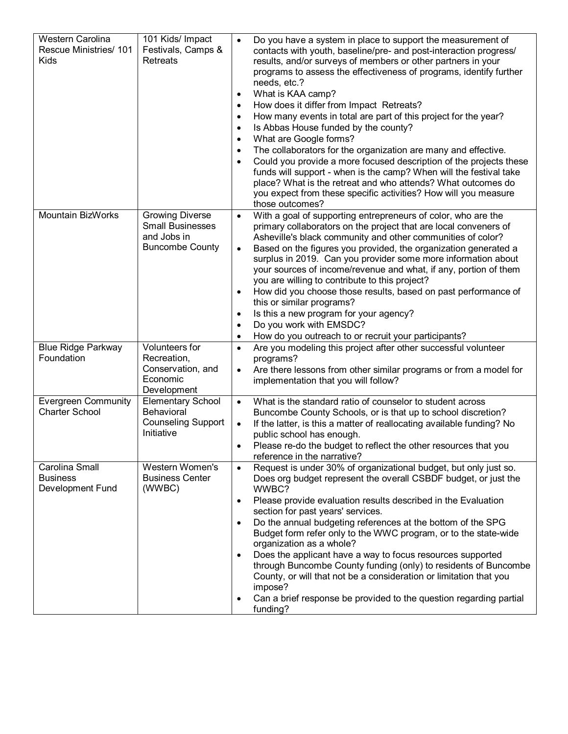| | | |
|---|---|---|
| Western Carolina Rescue Ministries/ 101 Kids | 101 Kids/ Impact Festivals, Camps & Retreats | • Do you have a system in place to support the measurement of contacts with youth, baseline/pre- and post-interaction progress/ results, and/or surveys of members or other partners in your programs to assess the effectiveness of programs, identify further needs, etc.?<br>• What is KAA camp?<br>• How does it differ from Impact Retreats?<br>• How many events in total are part of this project for the year?<br>• Is Abbas House funded by the county?<br>• What are Google forms?<br>• The collaborators for the organization are many and effective.<br>• Could you provide a more focused description of the projects these funds will support - when is the camp? When will the festival take place? What is the retreat and who attends? What outcomes do you expect from these specific activities? How will you measure those outcomes? |
| Mountain BizWorks | Growing Diverse Small Businesses and Jobs in Buncombe County | • With a goal of supporting entrepreneurs of color, who are the primary collaborators on the project that are local conveners of Asheville's black community and other communities of color?<br>• Based on the figures you provided, the organization generated a surplus in 2019. Can you provider some more information about your sources of income/revenue and what, if any, portion of them you are willing to contribute to this project?<br>• How did you choose those results, based on past performance of this or similar programs?<br>• Is this a new program for your agency?<br>• Do you work with EMSDC?<br>• How do you outreach to or recruit your participants? |
| Blue Ridge Parkway Foundation | Volunteers for Recreation, Conservation, and Economic Development | • Are you modeling this project after other successful volunteer programs?<br>• Are there lessons from other similar programs or from a model for implementation that you will follow? |
| Evergreen Community Charter School | Elementary School Behavioral Counseling Support Initiative | • What is the standard ratio of counselor to student across Buncombe County Schools, or is that up to school discretion?<br>• If the latter, is this a matter of reallocating available funding? No public school has enough.<br>• Please re-do the budget to reflect the other resources that you reference in the narrative? |
| Carolina Small Business Development Fund | Western Women's Business Center (WWBC) | • Request is under 30% of organizational budget, but only just so. Does org budget represent the overall CSBDF budget, or just the WWBC?<br>• Please provide evaluation results described in the Evaluation section for past years' services.<br>• Do the annual budgeting references at the bottom of the SPG Budget form refer only to the WWC program, or to the state-wide organization as a whole?<br>• Does the applicant have a way to focus resources supported through Buncombe County funding (only) to residents of Buncombe County, or will that not be a consideration or limitation that you impose?<br>• Can a brief response be provided to the question regarding partial funding? |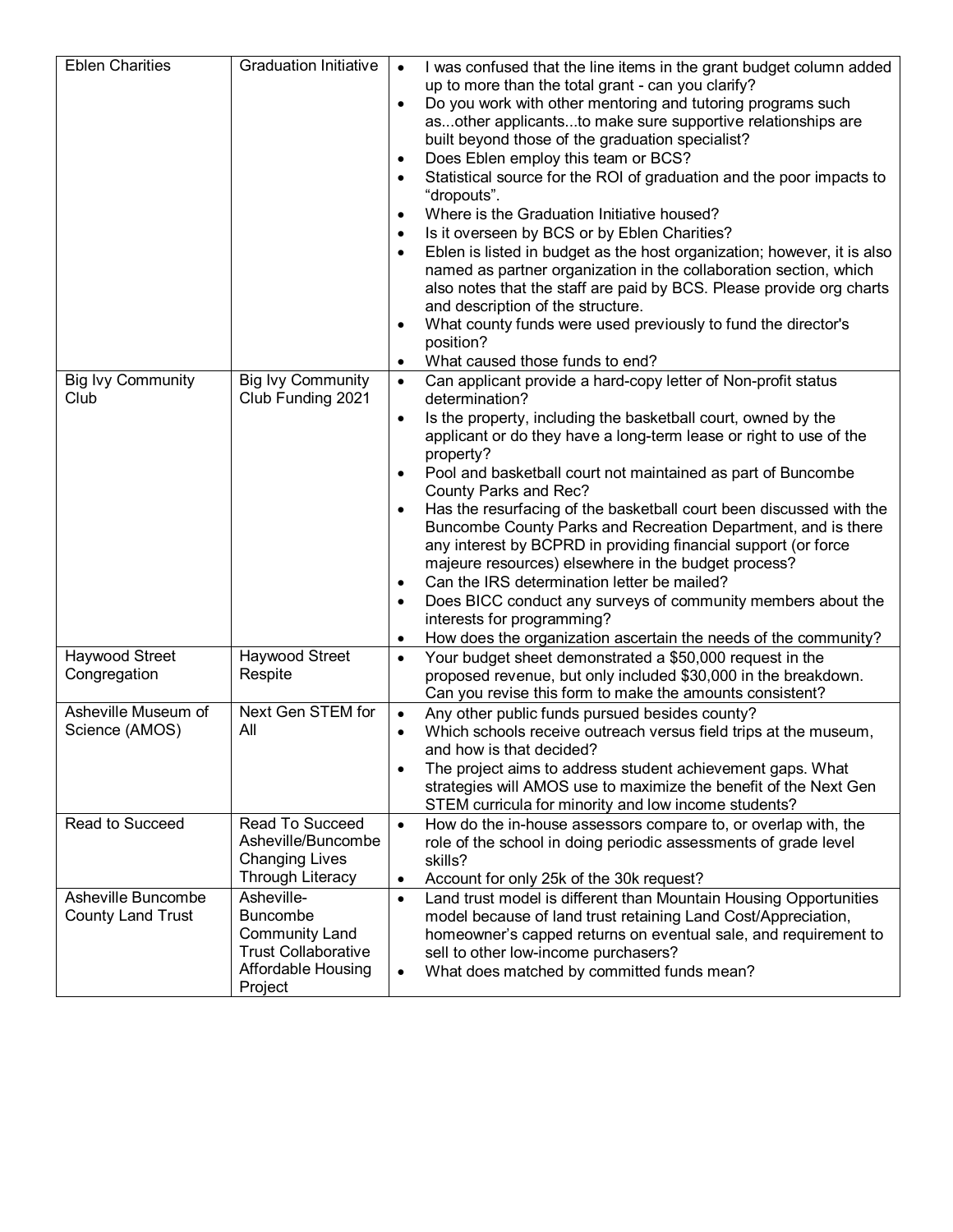| | | |
|---|---|---|
| Eblen Charities | Graduation Initiative | • I was confused that the line items in the grant budget column added up to more than the total grant - can you clarify?<br>• Do you work with other mentoring and tutoring programs such as...other applicants...to make sure supportive relationships are built beyond those of the graduation specialist?<br>• Does Eblen employ this team or BCS?<br>• Statistical source for the ROI of graduation and the poor impacts to "dropouts".<br>• Where is the Graduation Initiative housed?<br>• Is it overseen by BCS or by Eblen Charities?<br>• Eblen is listed in budget as the host organization; however, it is also named as partner organization in the collaboration section, which also notes that the staff are paid by BCS. Please provide org charts and description of the structure.<br>• What county funds were used previously to fund the director's position?<br>• What caused those funds to end? |
| Big Ivy Community Club | Big Ivy Community Club Funding 2021 | • Can applicant provide a hard-copy letter of Non-profit status determination?<br>• Is the property, including the basketball court, owned by the applicant or do they have a long-term lease or right to use of the property?<br>• Pool and basketball court not maintained as part of Buncombe County Parks and Rec?<br>• Has the resurfacing of the basketball court been discussed with the Buncombe County Parks and Recreation Department, and is there any interest by BCPRD in providing financial support (or force majeure resources) elsewhere in the budget process?<br>• Can the IRS determination letter be mailed?<br>• Does BICC conduct any surveys of community members about the interests for programming?<br>• How does the organization ascertain the needs of the community? |
| Haywood Street Congregation | Haywood Street Respite | • Your budget sheet demonstrated a $50,000 request in the proposed revenue, but only included $30,000 in the breakdown. Can you revise this form to make the amounts consistent? |
| Asheville Museum of Science (AMOS) | Next Gen STEM for All | • Any other public funds pursued besides county?<br>• Which schools receive outreach versus field trips at the museum, and how is that decided?<br>• The project aims to address student achievement gaps. What strategies will AMOS use to maximize the benefit of the Next Gen STEM curricula for minority and low income students? |
| Read to Succeed | Read To Succeed Asheville/Buncombe Changing Lives Through Literacy | • How do the in-house assessors compare to, or overlap with, the role of the school in doing periodic assessments of grade level skills?<br>• Account for only 25k of the 30k request? |
| Asheville Buncombe County Land Trust | Asheville-Buncombe Community Land Trust Collaborative Affordable Housing Project | • Land trust model is different than Mountain Housing Opportunities model because of land trust retaining Land Cost/Appreciation, homeowner's capped returns on eventual sale, and requirement to sell to other low-income purchasers?<br>• What does matched by committed funds mean? |